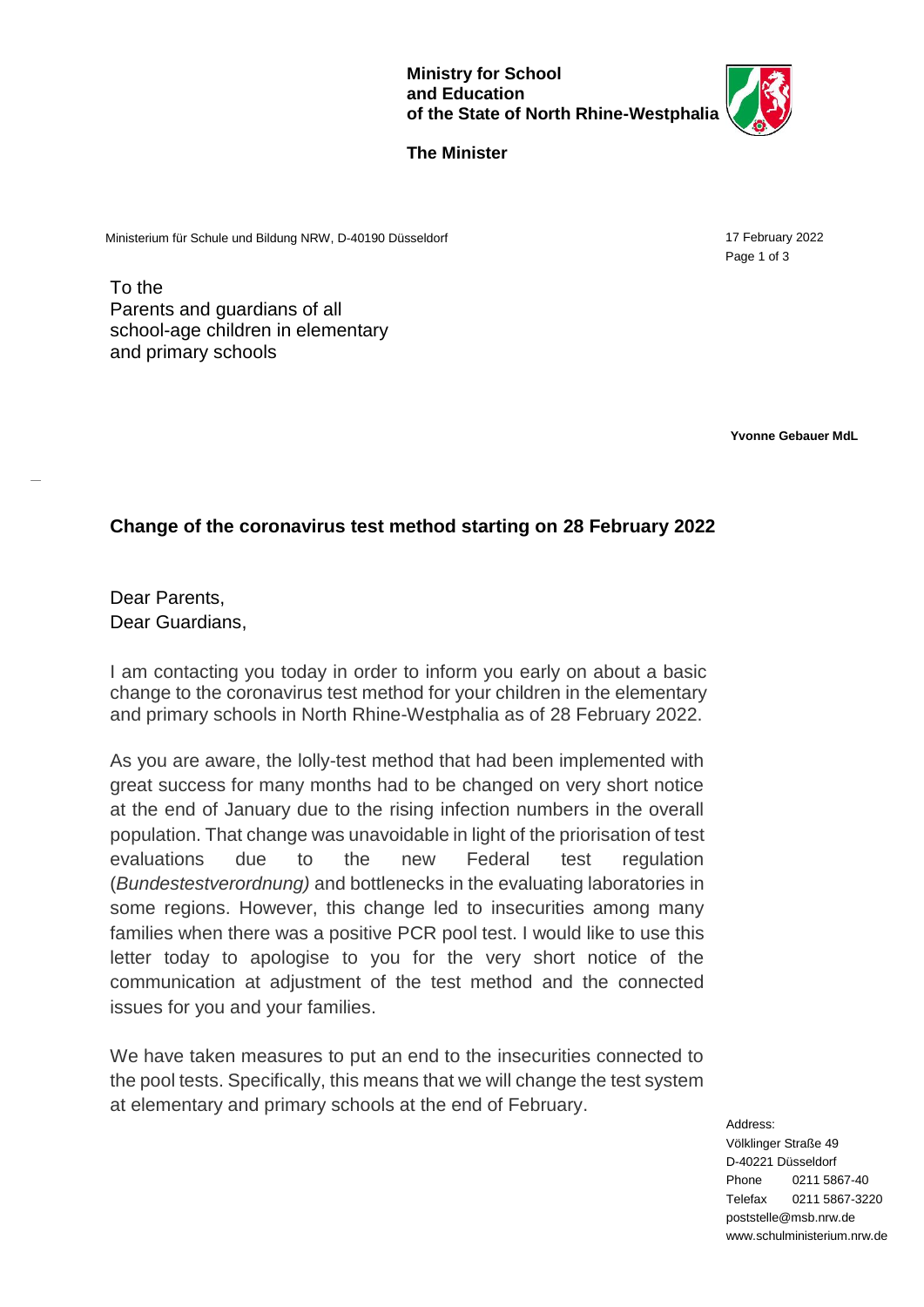**Ministry for School and Education of the State of North Rhine-Westphalia**

**The Minister**

Ministerium für Schule und Bildung NRW, D-40190 Düsseldorf

17 February 2022

To the
Parents and guardians of all school-age children in elementary and primary schools

**Yvonne Gebauer MdL**

## Change of the coronavirus test method starting on 28 February 2022

Dear Parents,
Dear Guardians,

I am contacting you today in order to inform you early on about a basic change to the coronavirus test method for your children in the elementary and primary schools in North Rhine-Westphalia as of 28 February 2022.

As you are aware, the lolly-test method that had been implemented with great success for many months had to be changed on very short notice at the end of January due to the rising infection numbers in the overall population. That change was unavoidable in light of the priorisation of test evaluations due to the new Federal test regulation (*Bundestestverordnung)* and bottlenecks in the evaluating laboratories in some regions. However, this change led to insecurities among many families when there was a positive PCR pool test. I would like to use this letter today to apologise to you for the very short notice of the communication at adjustment of the test method and the connected issues for you and your families.

We have taken measures to put an end to the insecurities connected to the pool tests. Specifically, this means that we will change the test system at elementary and primary schools at the end of February.

Address:
Völklinger Straße 49
D-40221 Düsseldorf
Phone 0211 5867-40
Telefax 0211 5867-3220
poststelle@msb.nrw.de
www.schulministerium.nrw.de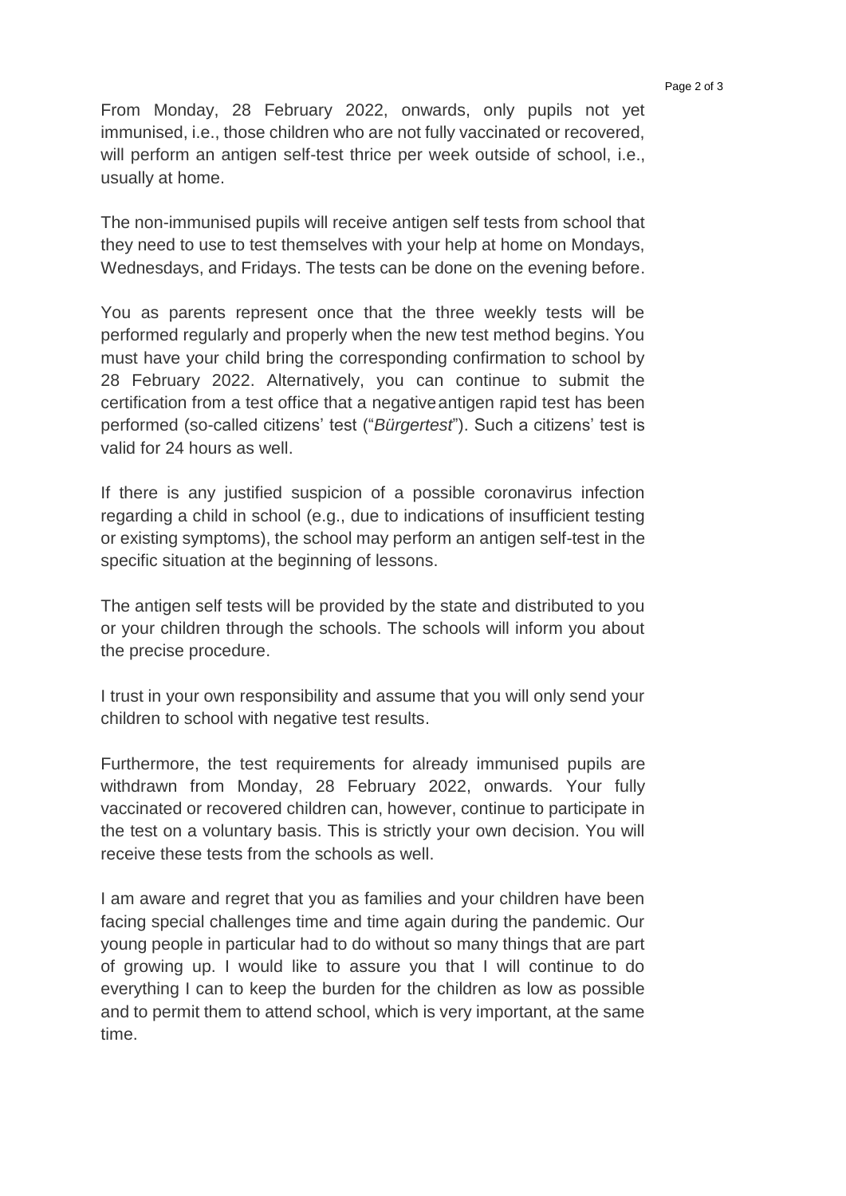From Monday, 28 February 2022, onwards, only pupils not yet immunised, i.e., those children who are not fully vaccinated or recovered, will perform an antigen self-test thrice per week outside of school, i.e., usually at home.

The non-immunised pupils will receive antigen self tests from school that they need to use to test themselves with your help at home on Mondays, Wednesdays, and Fridays. The tests can be done on the evening before.

You as parents represent once that the three weekly tests will be performed regularly and properly when the new test method begins. You must have your child bring the corresponding confirmation to school by 28 February 2022. Alternatively, you can continue to submit the certification from a test office that a negative antigen rapid test has been performed (so-called citizens' test ("*Bürgertest*"). Such a citizens' test is valid for 24 hours as well.

If there is any justified suspicion of a possible coronavirus infection regarding a child in school (e.g., due to indications of insufficient testing or existing symptoms), the school may perform an antigen self-test in the specific situation at the beginning of lessons.

The antigen self tests will be provided by the state and distributed to you or your children through the schools. The schools will inform you about the precise procedure.

I trust in your own responsibility and assume that you will only send your children to school with negative test results.

Furthermore, the test requirements for already immunised pupils are withdrawn from Monday, 28 February 2022, onwards. Your fully vaccinated or recovered children can, however, continue to participate in the test on a voluntary basis. This is strictly your own decision. You will receive these tests from the schools as well.

I am aware and regret that you as families and your children have been facing special challenges time and time again during the pandemic. Our young people in particular had to do without so many things that are part of growing up. I would like to assure you that I will continue to do everything I can to keep the burden for the children as low as possible and to permit them to attend school, which is very important, at the same time.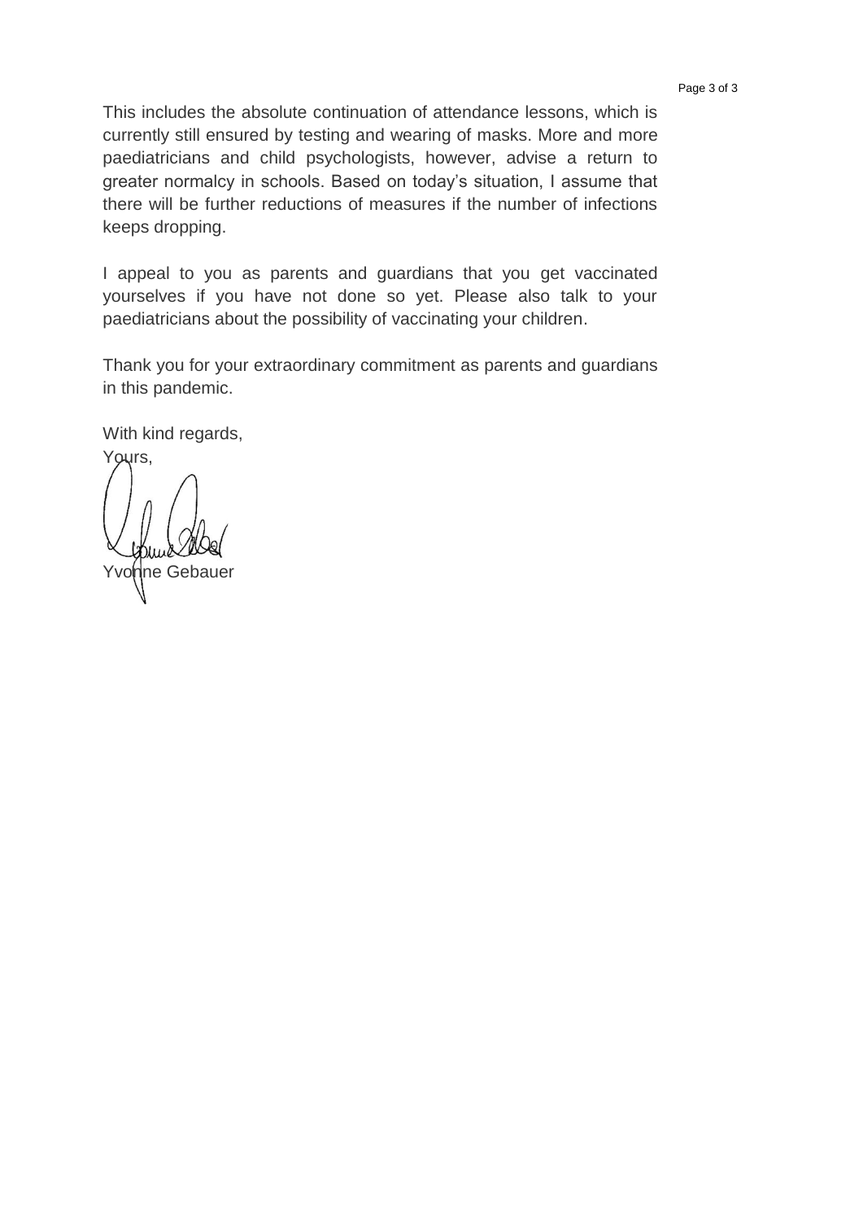This includes the absolute continuation of attendance lessons, which is currently still ensured by testing and wearing of masks. More and more paediatricians and child psychologists, however, advise a return to greater normalcy in schools. Based on today's situation, I assume that there will be further reductions of measures if the number of infections keeps dropping.

I appeal to you as parents and guardians that you get vaccinated yourselves if you have not done so yet. Please also talk to your paediatricians about the possibility of vaccinating your children.

Thank you for your extraordinary commitment as parents and guardians in this pandemic.

With kind regards,
Yours,

Yvonne Gebauer